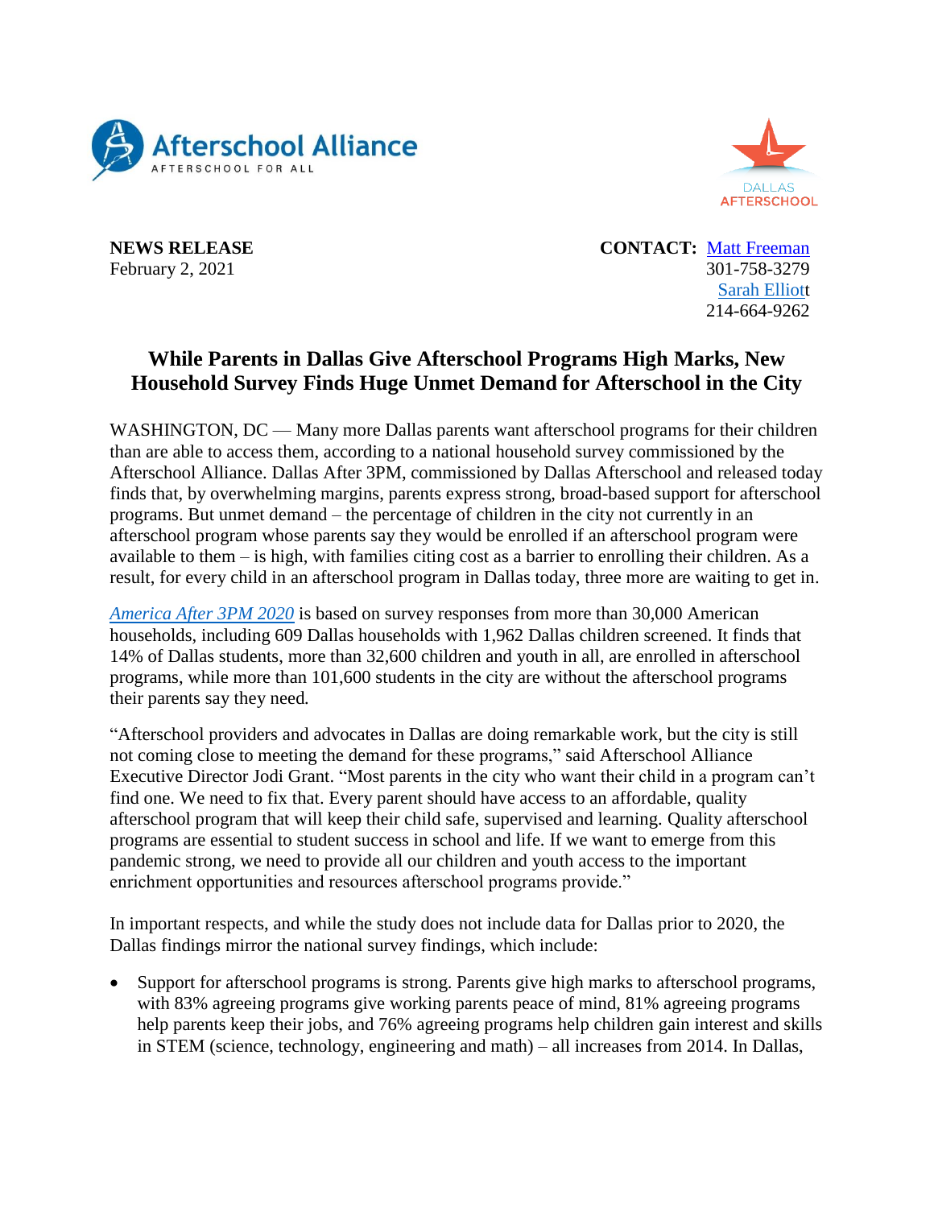**NEWS RELEASE**
February 2, 2021

**CONTACT:** Matt Freeman
301-758-3279
Sarah Elliott
214-664-9262

# While Parents in Dallas Give Afterschool Programs High Marks, New Household Survey Finds Huge Unmet Demand for Afterschool in the City

WASHINGTON, DC — Many more Dallas parents want afterschool programs for their children than are able to access them, according to a national household survey commissioned by the Afterschool Alliance. Dallas After 3PM, commissioned by Dallas Afterschool and released today finds that, by overwhelming margins, parents express strong, broad-based support for afterschool programs. But unmet demand – the percentage of children in the city not currently in an afterschool program whose parents say they would be enrolled if an afterschool program were available to them – is high, with families citing cost as a barrier to enrolling their children. As a result, for every child in an afterschool program in Dallas today, three more are waiting to get in.

*America After 3PM 2020* is based on survey responses from more than 30,000 American households, including 609 Dallas households with 1,962 Dallas children screened. It finds that 14% of Dallas students, more than 32,600 children and youth in all, are enrolled in afterschool programs, while more than 101,600 students in the city are without the afterschool programs their parents say they need.

"Afterschool providers and advocates in Dallas are doing remarkable work, but the city is still not coming close to meeting the demand for these programs," said Afterschool Alliance Executive Director Jodi Grant. "Most parents in the city who want their child in a program can't find one. We need to fix that. Every parent should have access to an affordable, quality afterschool program that will keep their child safe, supervised and learning. Quality afterschool programs are essential to student success in school and life. If we want to emerge from this pandemic strong, we need to provide all our children and youth access to the important enrichment opportunities and resources afterschool programs provide."

In important respects, and while the study does not include data for Dallas prior to 2020, the Dallas findings mirror the national survey findings, which include:

- Support for afterschool programs is strong. Parents give high marks to afterschool programs, with 83% agreeing programs give working parents peace of mind, 81% agreeing programs help parents keep their jobs, and 76% agreeing programs help children gain interest and skills in STEM (science, technology, engineering and math) – all increases from 2014. In Dallas,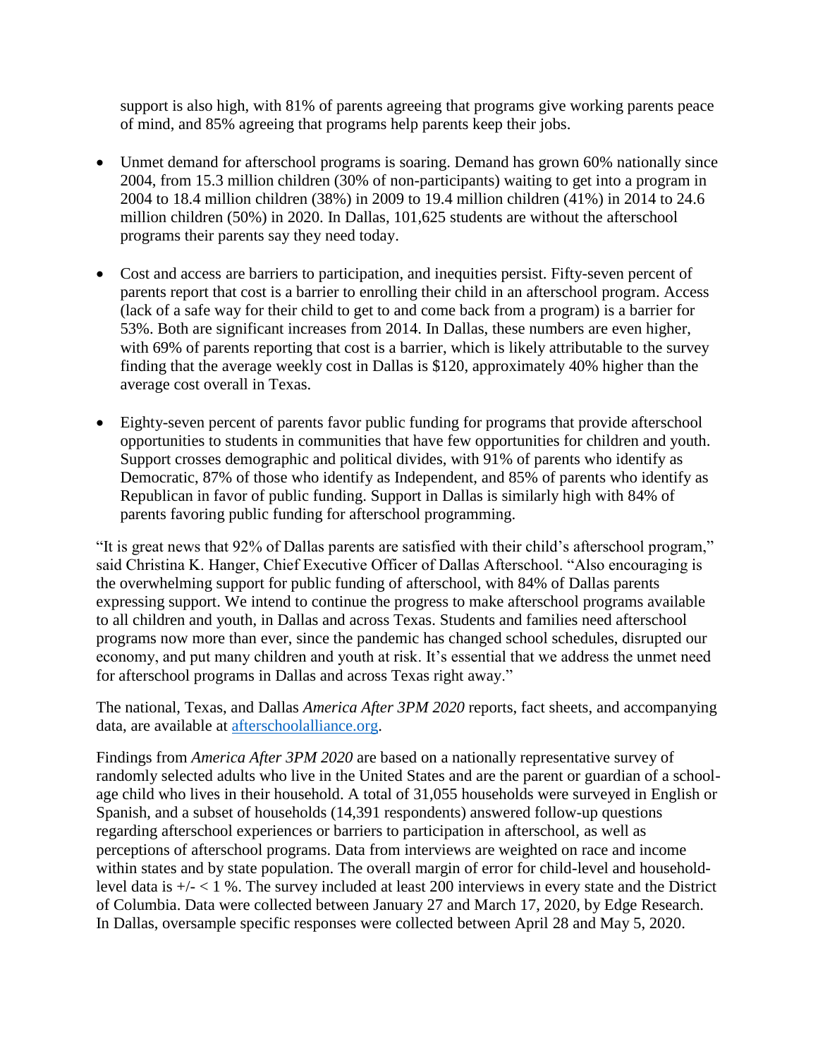support is also high, with 81% of parents agreeing that programs give working parents peace of mind, and 85% agreeing that programs help parents keep their jobs.

- Unmet demand for afterschool programs is soaring. Demand has grown 60% nationally since 2004, from 15.3 million children (30% of non-participants) waiting to get into a program in 2004 to 18.4 million children (38%) in 2009 to 19.4 million children (41%) in 2014 to 24.6 million children (50%) in 2020. In Dallas, 101,625 students are without the afterschool programs their parents say they need today.

- Cost and access are barriers to participation, and inequities persist. Fifty-seven percent of parents report that cost is a barrier to enrolling their child in an afterschool program. Access (lack of a safe way for their child to get to and come back from a program) is a barrier for 53%. Both are significant increases from 2014. In Dallas, these numbers are even higher, with 69% of parents reporting that cost is a barrier, which is likely attributable to the survey finding that the average weekly cost in Dallas is $120, approximately 40% higher than the average cost overall in Texas.

- Eighty-seven percent of parents favor public funding for programs that provide afterschool opportunities to students in communities that have few opportunities for children and youth. Support crosses demographic and political divides, with 91% of parents who identify as Democratic, 87% of those who identify as Independent, and 85% of parents who identify as Republican in favor of public funding. Support in Dallas is similarly high with 84% of parents favoring public funding for afterschool programming.

"It is great news that 92% of Dallas parents are satisfied with their child's afterschool program," said Christina K. Hanger, Chief Executive Officer of Dallas Afterschool. "Also encouraging is the overwhelming support for public funding of afterschool, with 84% of Dallas parents expressing support. We intend to continue the progress to make afterschool programs available to all children and youth, in Dallas and across Texas. Students and families need afterschool programs now more than ever, since the pandemic has changed school schedules, disrupted our economy, and put many children and youth at risk. It's essential that we address the unmet need for afterschool programs in Dallas and across Texas right away."

The national, Texas, and Dallas *America After 3PM 2020* reports, fact sheets, and accompanying data, are available at [afterschoolalliance.org](afterschoolalliance.org).

Findings from *America After 3PM 2020* are based on a nationally representative survey of randomly selected adults who live in the United States and are the parent or guardian of a school-age child who lives in their household. A total of 31,055 households were surveyed in English or Spanish, and a subset of households (14,391 respondents) answered follow-up questions regarding afterschool experiences or barriers to participation in afterschool, as well as perceptions of afterschool programs. Data from interviews are weighted on race and income within states and by state population. The overall margin of error for child-level and household-level data is +/- < 1 %. The survey included at least 200 interviews in every state and the District of Columbia. Data were collected between January 27 and March 17, 2020, by Edge Research. In Dallas, oversample specific responses were collected between April 28 and May 5, 2020.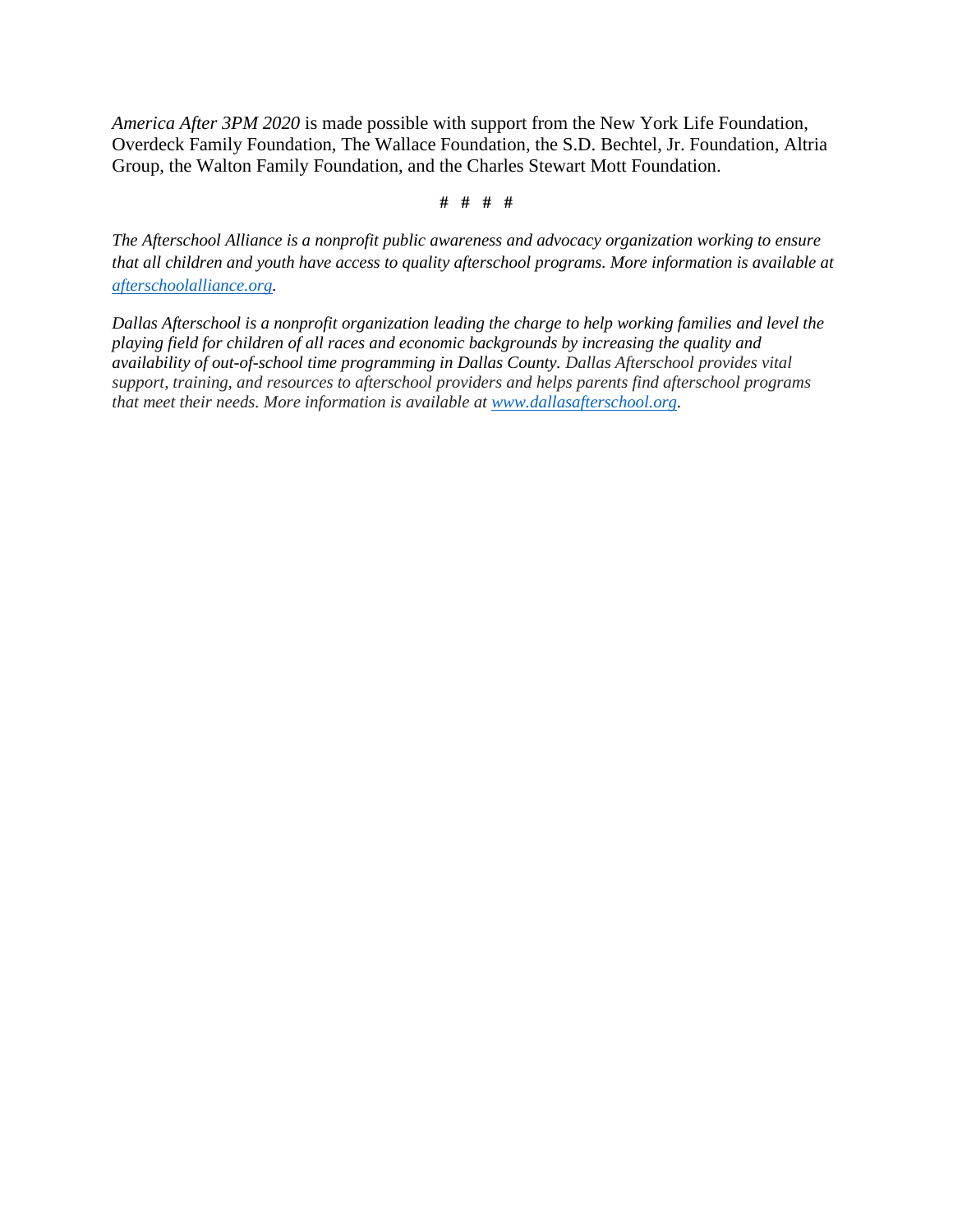*America After 3PM 2020* is made possible with support from the New York Life Foundation, Overdeck Family Foundation, The Wallace Foundation, the S.D. Bechtel, Jr. Foundation, Altria Group, the Walton Family Foundation, and the Charles Stewart Mott Foundation.

# # # #

*The Afterschool Alliance is a nonprofit public awareness and advocacy organization working to ensure that all children and youth have access to quality afterschool programs. More information is available at [afterschoolalliance.org](afterschoolalliance.org).*

*Dallas Afterschool is a nonprofit organization leading the charge to help working families and level the playing field for children of all races and economic backgrounds by increasing the quality and availability of out-of-school time programming in Dallas County. Dallas Afterschool provides vital support, training, and resources to afterschool providers and helps parents find afterschool programs that meet their needs. More information is available at [www.dallasafterschool.org](www.dallasafterschool.org).*